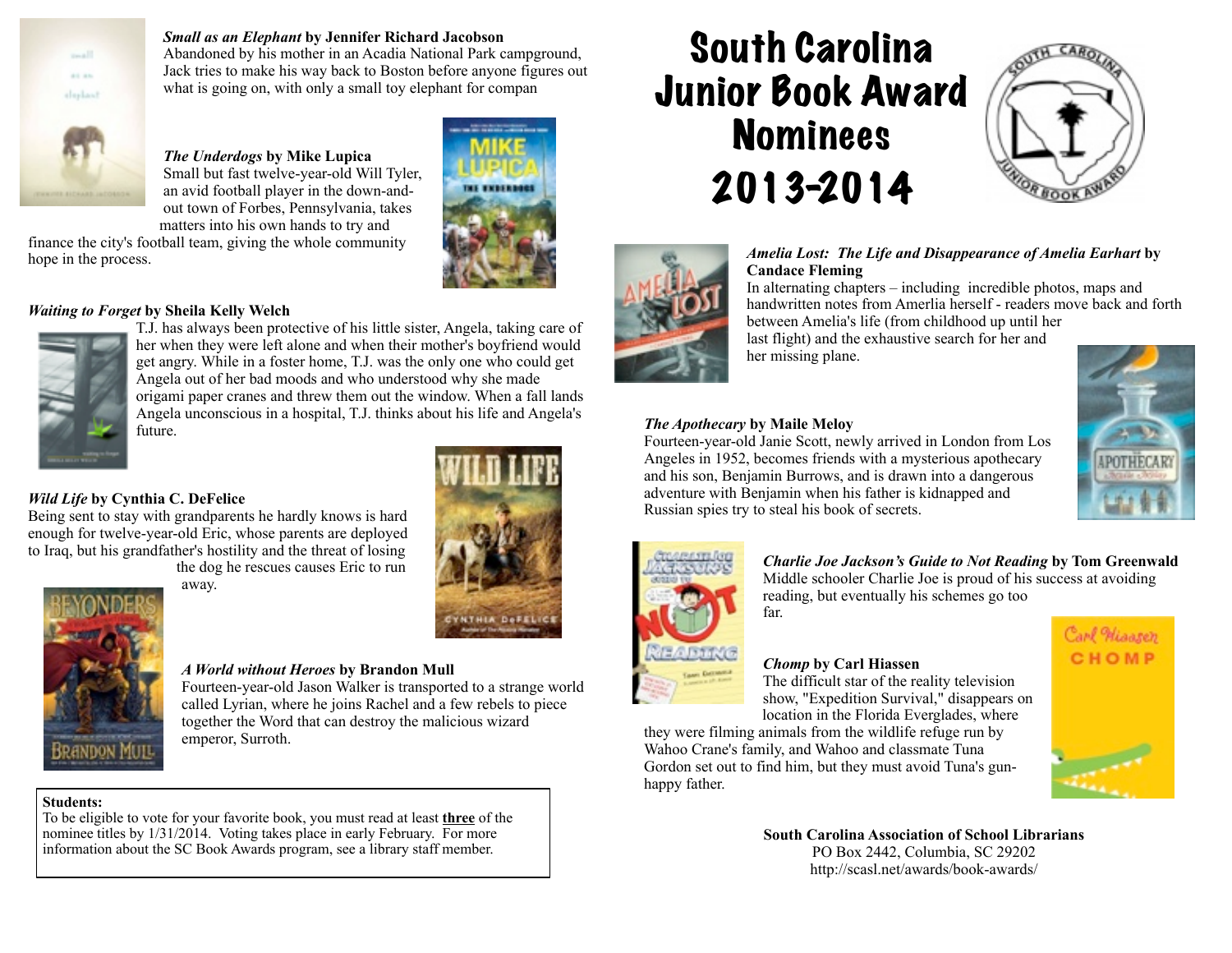# South Carolina Junior Book Award Nominees 2013-2014

***Small as an Elephant* by Jennifer Richard Jacobson**
Abandoned by his mother in an Acadia National Park campground, Jack tries to make his way back to Boston before anyone figures out what is going on, with only a small toy elephant for compan

***The Underdogs* by Mike Lupica**
Small but fast twelve-year-old Will Tyler, an avid football player in the down-and-out town of Forbes, Pennsylvania, takes matters into his own hands to try and finance the city's football team, giving the whole community hope in the process.

***Waiting to Forget* by Sheila Kelly Welch**
T.J. has always been protective of his little sister, Angela, taking care of her when they were left alone and when their mother's boyfriend would get angry. While in a foster home, T.J. was the only one who could get Angela out of her bad moods and who understood why she made origami paper cranes and threw them out the window. When a fall lands Angela unconscious in a hospital, T.J. thinks about his life and Angela's future.

***Wild Life* by Cynthia C. DeFelice**
Being sent to stay with grandparents he hardly knows is hard enough for twelve-year-old Eric, whose parents are deployed to Iraq, but his grandfather's hostility and the threat of losing the dog he rescues causes Eric to run away.

***A World without Heroes* by Brandon Mull**
Fourteen-year-old Jason Walker is transported to a strange world called Lyrian, where he joins Rachel and a few rebels to piece together the Word that can destroy the malicious wizard emperor, Surroth.

**Students:**
To be eligible to vote for your favorite book, you must read at least **<u>three</u>** of the nominee titles by 1/31/2014. Voting takes place in early February. For more information about the SC Book Awards program, see a library staff member.

***Amelia Lost: The Life and Disappearance of Amelia Earhart* by Candace Fleming**
In alternating chapters – including incredible photos, maps and handwritten notes from Amerlia herself - readers move back and forth between Amelia's life (from childhood up until her last flight) and the exhaustive search for her and her missing plane.

***The Apothecary* by Maile Meloy**
Fourteen-year-old Janie Scott, newly arrived in London from Los Angeles in 1952, becomes friends with a mysterious apothecary and his son, Benjamin Burrows, and is drawn into a dangerous adventure with Benjamin when his father is kidnapped and Russian spies try to steal his book of secrets.

***Charlie Joe Jackson's Guide to Not Reading* by Tom Greenwald**
Middle schooler Charlie Joe is proud of his success at avoiding reading, but eventually his schemes go too far.

***Chomp* by Carl Hiassen**
The difficult star of the reality television show, "Expedition Survival," disappears on location in the Florida Everglades, where they were filming animals from the wildlife refuge run by Wahoo Crane's family, and Wahoo and classmate Tuna Gordon set out to find him, but they must avoid Tuna's gun-happy father.

**South Carolina Association of School Librarians**
PO Box 2442, Columbia, SC 29202
http://scasl.net/awards/book-awards/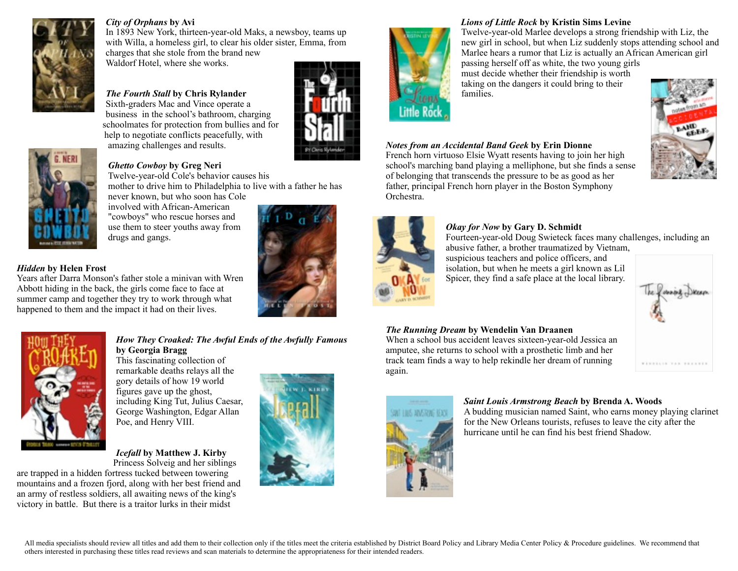***City of Orphans*** **by Avi**
In 1893 New York, thirteen-year-old Maks, a newsboy, teams up with Willa, a homeless girl, to clear his older sister, Emma, from charges that she stole from the brand new Waldorf Hotel, where she works.

***The Fourth Stall*** **by Chris Rylander**
Sixth-graders Mac and Vince operate a business in the school's bathroom, charging schoolmates for protection from bullies and for help to negotiate conflicts peacefully, with amazing challenges and results.

***Ghetto Cowboy*** **by Greg Neri**
Twelve-year-old Cole's behavior causes his mother to drive him to Philadelphia to live with a father he has never known, but who soon has Cole involved with African-American "cowboys" who rescue horses and use them to steer youths away from drugs and gangs.

***Hidden*** **by Helen Frost**
Years after Darra Monson's father stole a minivan with Wren Abbott hiding in the back, the girls come face to face at summer camp and together they try to work through what happened to them and the impact it had on their lives.

***How They Croaked: The Awful Ends of the Awfully Famous*** **by Georgia Bragg**
This fascinating collection of remarkable deaths relays all the gory details of how 19 world figures gave up the ghost, including King Tut, Julius Caesar, George Washington, Edgar Allan Poe, and Henry VIII.

***Icefall*** **by Matthew J. Kirby**
Princess Solveig and her siblings are trapped in a hidden fortress tucked between towering mountains and a frozen fjord, along with her best friend and an army of restless soldiers, all awaiting news of the king's victory in battle. But there is a traitor lurks in their midst

***Lions of Little Rock*** **by Kristin Sims Levine**
Twelve-year-old Marlee develops a strong friendship with Liz, the new girl in school, but when Liz suddenly stops attending school and Marlee hears a rumor that Liz is actually an African American girl passing herself off as white, the two young girls must decide whether their friendship is worth taking on the dangers it could bring to their families.

***Notes from an Accidental Band Geek*** **by Erin Dionne**
French horn virtuoso Elsie Wyatt resents having to join her high school's marching band playing a melliphone, but she finds a sense of belonging that transcends the pressure to be as good as her father, principal French horn player in the Boston Symphony Orchestra.

***Okay for Now*** **by Gary D. Schmidt**
Fourteen-year-old Doug Swieteck faces many challenges, including an abusive father, a brother traumatized by Vietnam, suspicious teachers and police officers, and isolation, but when he meets a girl known as Lil Spicer, they find a safe place at the local library.

***The Running Dream*** **by Wendelin Van Draanen**
When a school bus accident leaves sixteen-year-old Jessica an amputee, she returns to school with a prosthetic limb and her track team finds a way to help rekindle her dream of running again.

***Saint Louis Armstrong Beach*** **by Brenda A. Woods**
A budding musician named Saint, who earns money playing clarinet for the New Orleans tourists, refuses to leave the city after the hurricane until he can find his best friend Shadow.

All media specialists should review all titles and add them to their collection only if the titles meet the criteria established by District Board Policy and Library Media Center Policy & Procedure guidelines. We recommend that others interested in purchasing these titles read reviews and scan materials to determine the appropriateness for their intended readers.